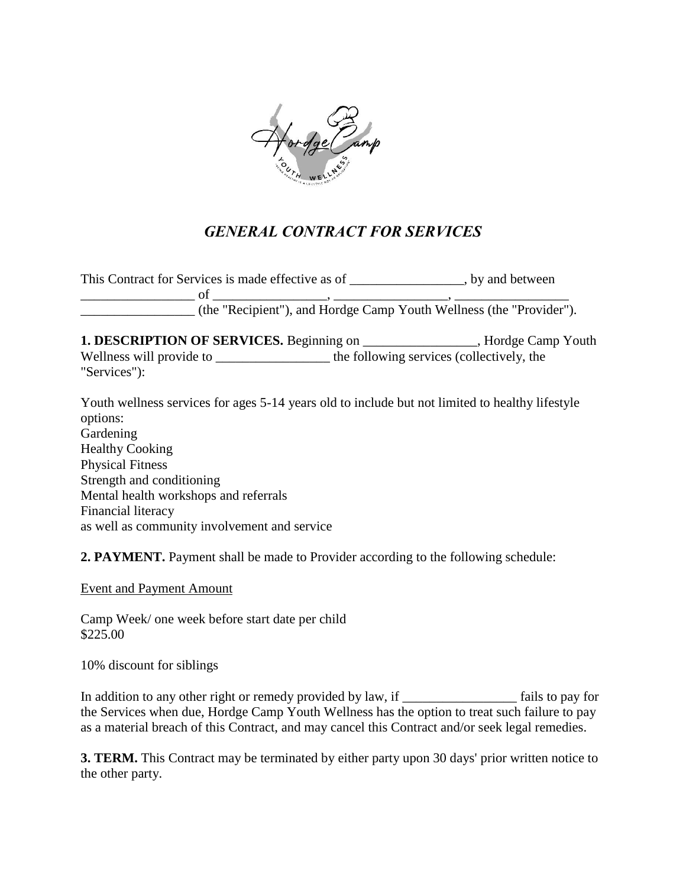# *GENERAL CONTRACT FOR SERVICES*

This Contract for Services is made effective as of _________________, by and between _________________ of _________________, _________________, _________________ _________________ (the "Recipient"), and Hordge Camp Youth Wellness (the "Provider").

**1. DESCRIPTION OF SERVICES.** Beginning on _________________, Hordge Camp Youth Wellness will provide to _________________ the following services (collectively, the "Services"):

Youth wellness services for ages 5-14 years old to include but not limited to healthy lifestyle options:
Gardening
Healthy Cooking
Physical Fitness
Strength and conditioning
Mental health workshops and referrals
Financial literacy
as well as community involvement and service

**2. PAYMENT.** Payment shall be made to Provider according to the following schedule:

<u>Event and Payment Amount</u>

Camp Week/ one week before start date per child
$225.00

10% discount for siblings

In addition to any other right or remedy provided by law, if _________________ fails to pay for the Services when due, Hordge Camp Youth Wellness has the option to treat such failure to pay as a material breach of this Contract, and may cancel this Contract and/or seek legal remedies.

**3. TERM.** This Contract may be terminated by either party upon 30 days' prior written notice to the other party.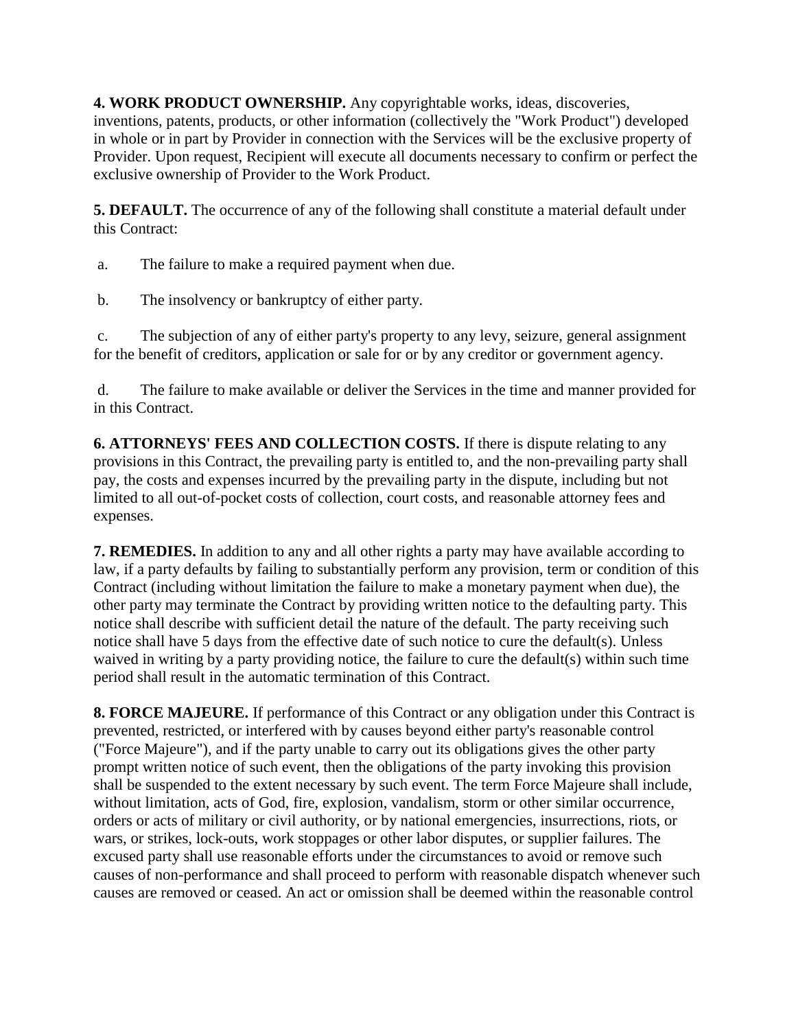**4. WORK PRODUCT OWNERSHIP.** Any copyrightable works, ideas, discoveries, inventions, patents, products, or other information (collectively the "Work Product") developed in whole or in part by Provider in connection with the Services will be the exclusive property of Provider. Upon request, Recipient will execute all documents necessary to confirm or perfect the exclusive ownership of Provider to the Work Product.

**5. DEFAULT.** The occurrence of any of the following shall constitute a material default under this Contract:

a. The failure to make a required payment when due.

b. The insolvency or bankruptcy of either party.

c. The subjection of any of either party's property to any levy, seizure, general assignment for the benefit of creditors, application or sale for or by any creditor or government agency.

d. The failure to make available or deliver the Services in the time and manner provided for in this Contract.

**6. ATTORNEYS' FEES AND COLLECTION COSTS.** If there is dispute relating to any provisions in this Contract, the prevailing party is entitled to, and the non-prevailing party shall pay, the costs and expenses incurred by the prevailing party in the dispute, including but not limited to all out-of-pocket costs of collection, court costs, and reasonable attorney fees and expenses.

**7. REMEDIES.** In addition to any and all other rights a party may have available according to law, if a party defaults by failing to substantially perform any provision, term or condition of this Contract (including without limitation the failure to make a monetary payment when due), the other party may terminate the Contract by providing written notice to the defaulting party. This notice shall describe with sufficient detail the nature of the default. The party receiving such notice shall have 5 days from the effective date of such notice to cure the default(s). Unless waived in writing by a party providing notice, the failure to cure the default(s) within such time period shall result in the automatic termination of this Contract.

**8. FORCE MAJEURE.** If performance of this Contract or any obligation under this Contract is prevented, restricted, or interfered with by causes beyond either party's reasonable control ("Force Majeure"), and if the party unable to carry out its obligations gives the other party prompt written notice of such event, then the obligations of the party invoking this provision shall be suspended to the extent necessary by such event. The term Force Majeure shall include, without limitation, acts of God, fire, explosion, vandalism, storm or other similar occurrence, orders or acts of military or civil authority, or by national emergencies, insurrections, riots, or wars, or strikes, lock-outs, work stoppages or other labor disputes, or supplier failures. The excused party shall use reasonable efforts under the circumstances to avoid or remove such causes of non-performance and shall proceed to perform with reasonable dispatch whenever such causes are removed or ceased. An act or omission shall be deemed within the reasonable control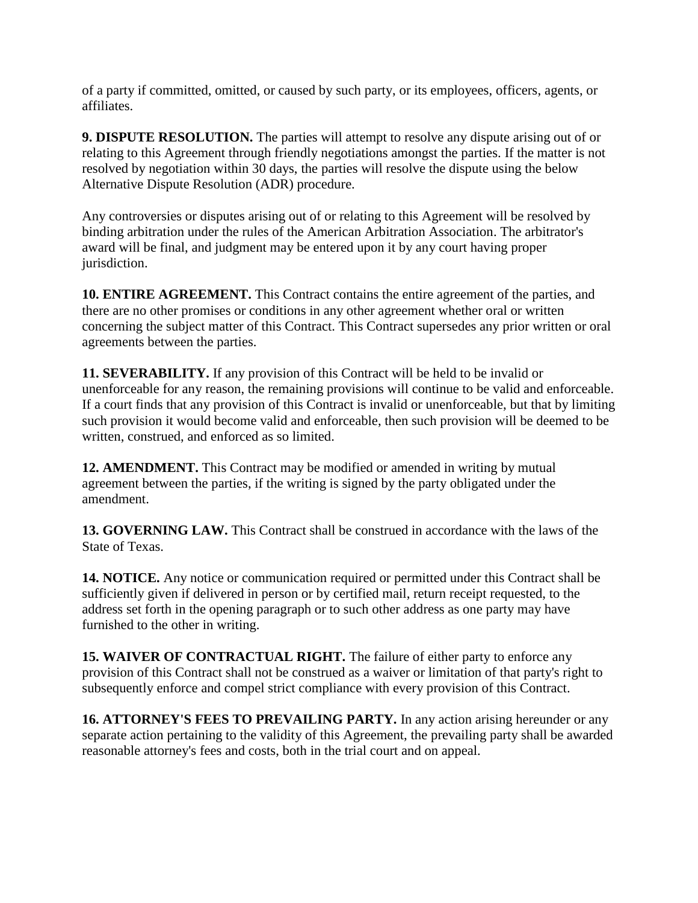of a party if committed, omitted, or caused by such party, or its employees, officers, agents, or affiliates.

**9. DISPUTE RESOLUTION.** The parties will attempt to resolve any dispute arising out of or relating to this Agreement through friendly negotiations amongst the parties. If the matter is not resolved by negotiation within 30 days, the parties will resolve the dispute using the below Alternative Dispute Resolution (ADR) procedure.

Any controversies or disputes arising out of or relating to this Agreement will be resolved by binding arbitration under the rules of the American Arbitration Association. The arbitrator's award will be final, and judgment may be entered upon it by any court having proper jurisdiction.

**10. ENTIRE AGREEMENT.** This Contract contains the entire agreement of the parties, and there are no other promises or conditions in any other agreement whether oral or written concerning the subject matter of this Contract. This Contract supersedes any prior written or oral agreements between the parties.

**11. SEVERABILITY.** If any provision of this Contract will be held to be invalid or unenforceable for any reason, the remaining provisions will continue to be valid and enforceable. If a court finds that any provision of this Contract is invalid or unenforceable, but that by limiting such provision it would become valid and enforceable, then such provision will be deemed to be written, construed, and enforced as so limited.

**12. AMENDMENT.** This Contract may be modified or amended in writing by mutual agreement between the parties, if the writing is signed by the party obligated under the amendment.

**13. GOVERNING LAW.** This Contract shall be construed in accordance with the laws of the State of Texas.

**14. NOTICE.** Any notice or communication required or permitted under this Contract shall be sufficiently given if delivered in person or by certified mail, return receipt requested, to the address set forth in the opening paragraph or to such other address as one party may have furnished to the other in writing.

**15. WAIVER OF CONTRACTUAL RIGHT.** The failure of either party to enforce any provision of this Contract shall not be construed as a waiver or limitation of that party's right to subsequently enforce and compel strict compliance with every provision of this Contract.

**16. ATTORNEY'S FEES TO PREVAILING PARTY.** In any action arising hereunder or any separate action pertaining to the validity of this Agreement, the prevailing party shall be awarded reasonable attorney's fees and costs, both in the trial court and on appeal.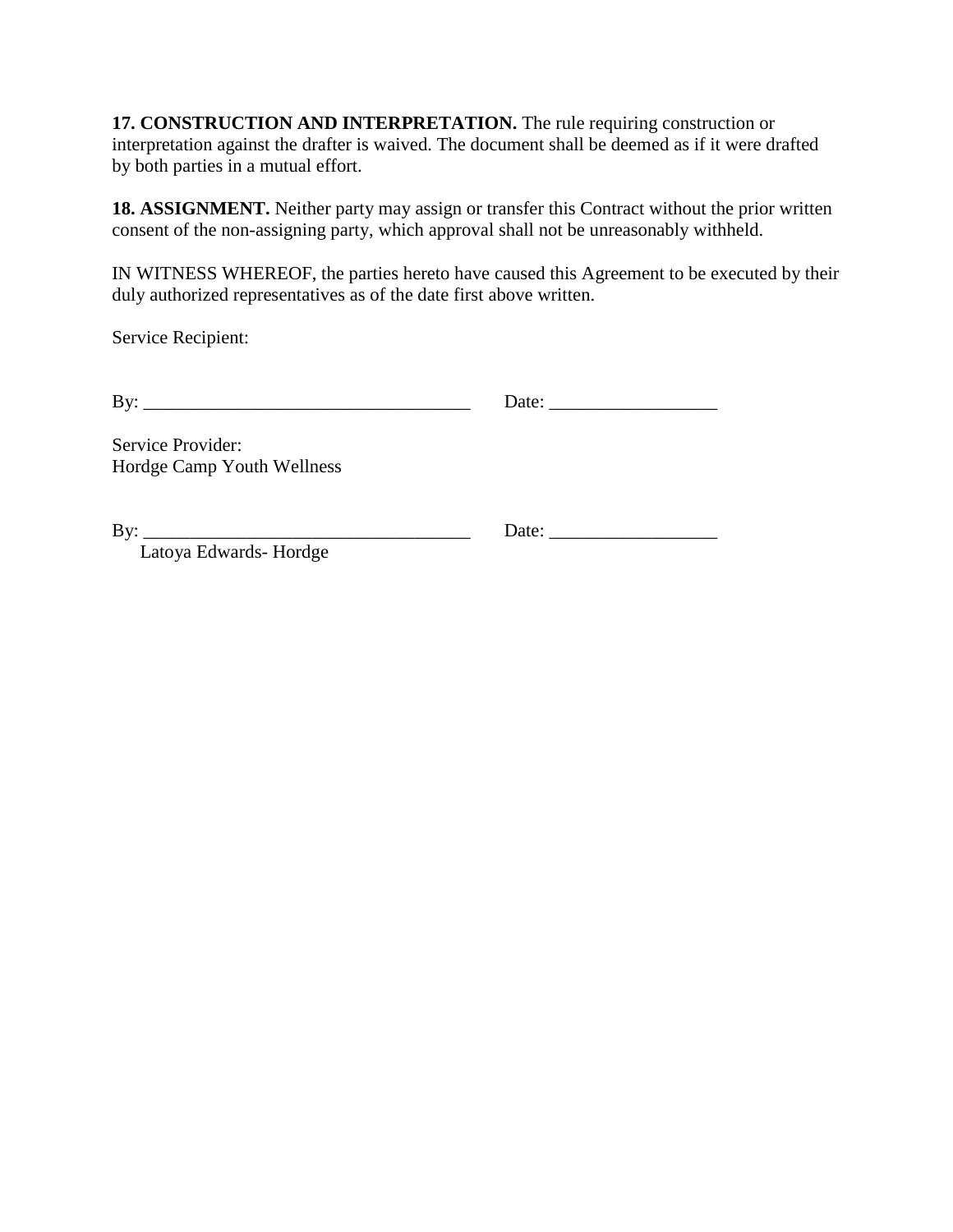**17. CONSTRUCTION AND INTERPRETATION.** The rule requiring construction or interpretation against the drafter is waived. The document shall be deemed as if it were drafted by both parties in a mutual effort.

**18. ASSIGNMENT.** Neither party may assign or transfer this Contract without the prior written consent of the non-assigning party, which approval shall not be unreasonably withheld.

IN WITNESS WHEREOF, the parties hereto have caused this Agreement to be executed by their duly authorized representatives as of the date first above written.

Service Recipient:

By: ___________________________________ Date: __________________

Service Provider:
Hordge Camp Youth Wellness

By: ___________________________________ Date: __________________
Latoya Edwards- Hordge